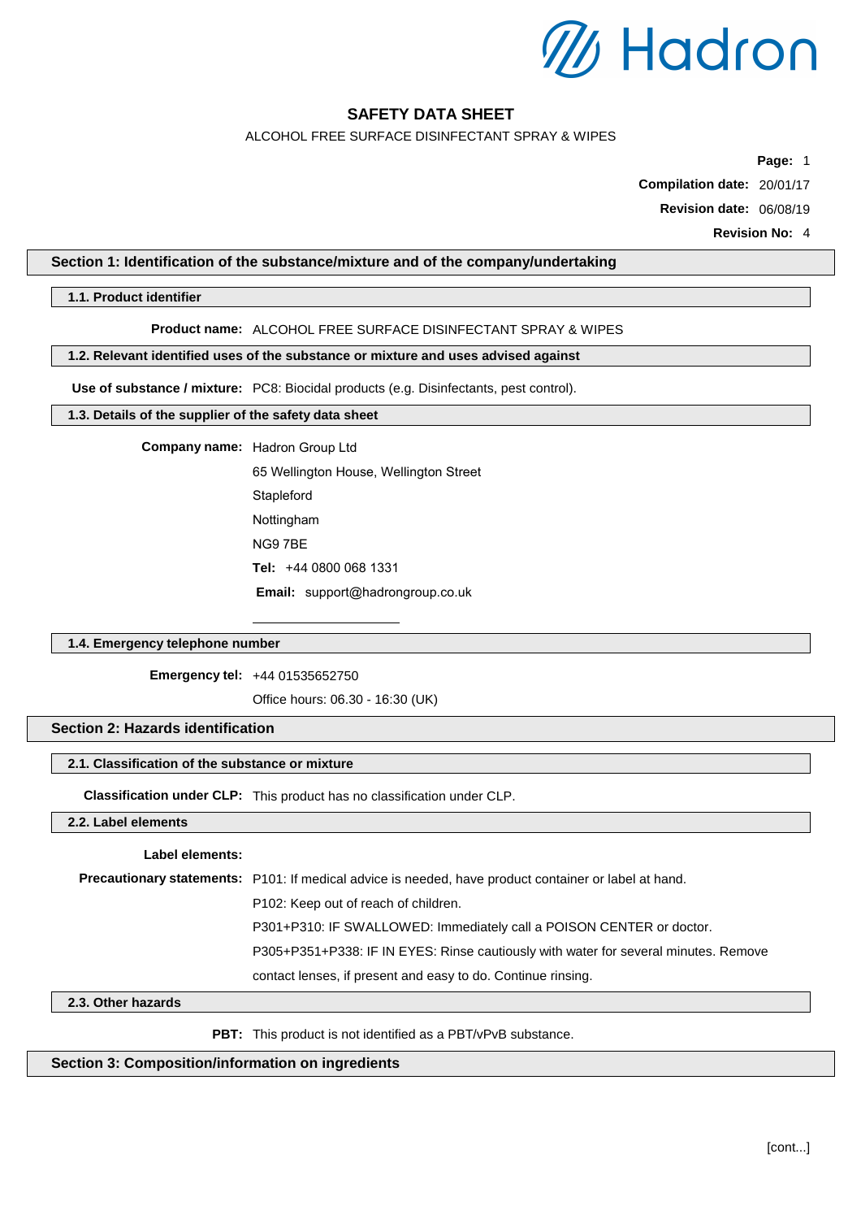Hadron

# SAFETY DATA SHEET

ALCOHOL FREE SURFACE DISINFECTANT SPRAY & WIPES

**Compilation date:** 20/01/17

**Revision date:** 06/08/19

**Revision No:** 4

## Section 1: Identification of the substance/mixture and of the company/undertaking

### 1.1. Product identifier

**Product name:** ALCOHOL FREE SURFACE DISINFECTANT SPRAY & WIPES

### 1.2. Relevant identified uses of the substance or mixture and uses advised against

**Use of substance / mixture:** PC8: Biocidal products (e.g. Disinfectants, pest control).

### 1.3. Details of the supplier of the safety data sheet

**Company name:** Hadron Group Ltd

65 Wellington House, Wellington Street

Stapleford

Nottingham

NG9 7BE

**Tel:** +44 0800 068 1331

**Email:** support@hadrongroup.co.uk

### 1.4. Emergency telephone number

**Emergency tel:** +44 01535652750

Office hours: 06.30 - 16:30 (UK)

## Section 2: Hazards identification

### 2.1. Classification of the substance or mixture

**Classification under CLP:** This product has no classification under CLP.

### 2.2. Label elements

**Label elements:**

**Precautionary statements:** P101: If medical advice is needed, have product container or label at hand.

P102: Keep out of reach of children.

P301+P310: IF SWALLOWED: Immediately call a POISON CENTER or doctor.

P305+P351+P338: IF IN EYES: Rinse cautiously with water for several minutes. Remove contact lenses, if present and easy to do. Continue rinsing.

### 2.3. Other hazards

**PBT:** This product is not identified as a PBT/vPvB substance.

## Section 3: Composition/information on ingredients

[cont...]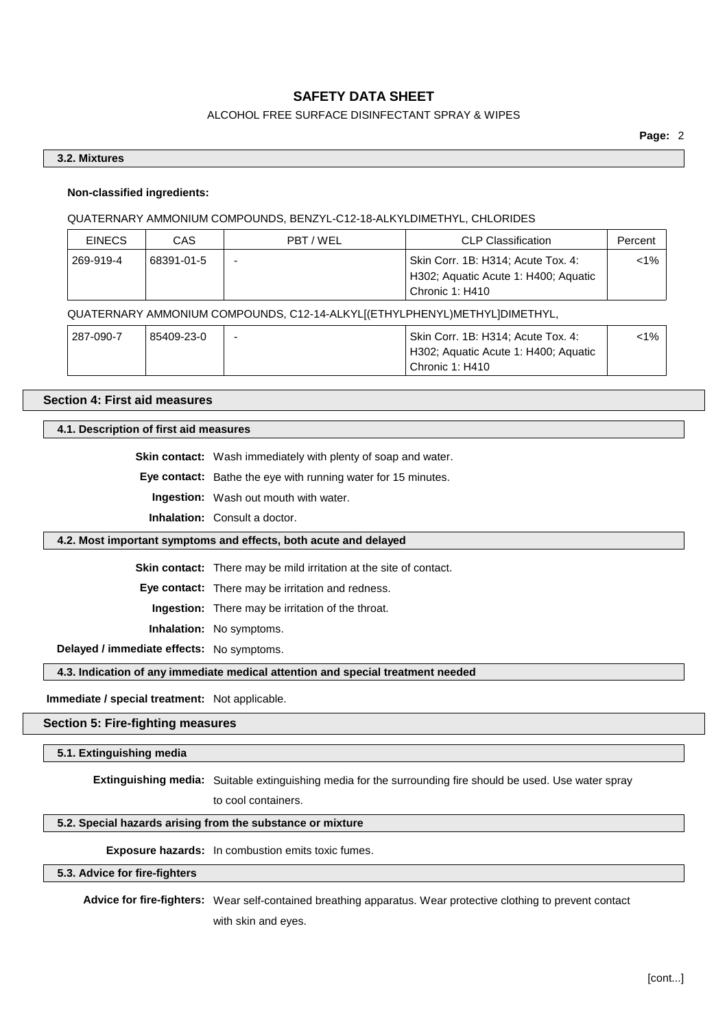### 3.2. Mixtures

**Non-classified ingredients:**

QUATERNARY AMMONIUM COMPOUNDS, BENZYL-C12-18-ALKYLDIMETHYL, CHLORIDES

| EINECS | CAS | PBT / WEL | CLP Classification | Percent |
|---|---|---|---|---|
| 269-919-4 | 68391-01-5 | - | Skin Corr. 1B: H314; Acute Tox. 4: H302; Aquatic Acute 1: H400; Aquatic Chronic 1: H410 | <1% |

QUATERNARY AMMONIUM COMPOUNDS, C12-14-ALKYL[(ETHYLPHENYL)METHYL]DIMETHYL,

| EINECS | CAS | PBT / WEL | CLP Classification | Percent |
|---|---|---|---|---|
| 287-090-7 | 85409-23-0 | - | Skin Corr. 1B: H314; Acute Tox. 4: H302; Aquatic Acute 1: H400; Aquatic Chronic 1: H410 | <1% |

## Section 4: First aid measures

### 4.1. Description of first aid measures

**Skin contact:** Wash immediately with plenty of soap and water.

**Eye contact:** Bathe the eye with running water for 15 minutes.

**Ingestion:** Wash out mouth with water.

**Inhalation:** Consult a doctor.

### 4.2. Most important symptoms and effects, both acute and delayed

**Skin contact:** There may be mild irritation at the site of contact.

**Eye contact:** There may be irritation and redness.

**Ingestion:** There may be irritation of the throat.

**Inhalation:** No symptoms.

**Delayed / immediate effects:** No symptoms.

### 4.3. Indication of any immediate medical attention and special treatment needed

**Immediate / special treatment:** Not applicable.

## Section 5: Fire-fighting measures

### 5.1. Extinguishing media

**Extinguishing media:** Suitable extinguishing media for the surrounding fire should be used. Use water spray to cool containers.

### 5.2. Special hazards arising from the substance or mixture

**Exposure hazards:** In combustion emits toxic fumes.

### 5.3. Advice for fire-fighters

**Advice for fire-fighters:** Wear self-contained breathing apparatus. Wear protective clothing to prevent contact with skin and eyes.

[cont...]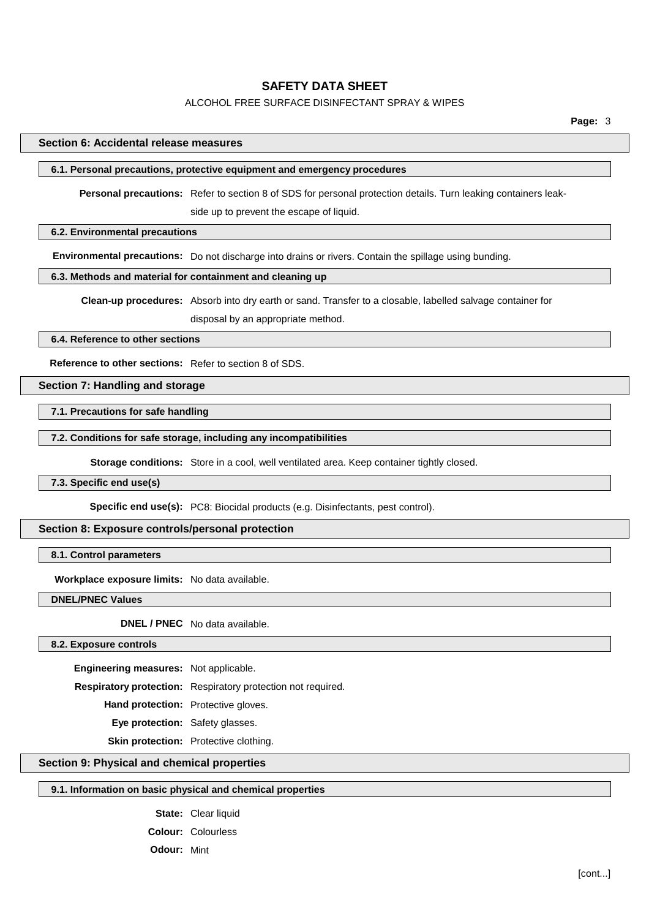## Section 6: Accidental release measures

### 6.1. Personal precautions, protective equipment and emergency procedures

**Personal precautions:** Refer to section 8 of SDS for personal protection details. Turn leaking containers leak-side up to prevent the escape of liquid.

### 6.2. Environmental precautions

**Environmental precautions:** Do not discharge into drains or rivers. Contain the spillage using bunding.

### 6.3. Methods and material for containment and cleaning up

**Clean-up procedures:** Absorb into dry earth or sand. Transfer to a closable, labelled salvage container for disposal by an appropriate method.

### 6.4. Reference to other sections

**Reference to other sections:** Refer to section 8 of SDS.

## Section 7: Handling and storage

### 7.1. Precautions for safe handling

### 7.2. Conditions for safe storage, including any incompatibilities

**Storage conditions:** Store in a cool, well ventilated area. Keep container tightly closed.

### 7.3. Specific end use(s)

**Specific end use(s):** PC8: Biocidal products (e.g. Disinfectants, pest control).

## Section 8: Exposure controls/personal protection

### 8.1. Control parameters

**Workplace exposure limits:** No data available.

### DNEL/PNEC Values

**DNEL / PNEC** No data available.

### 8.2. Exposure controls

**Engineering measures:** Not applicable.

**Respiratory protection:** Respiratory protection not required.

**Hand protection:** Protective gloves.

**Eye protection:** Safety glasses.

**Skin protection:** Protective clothing.

## Section 9: Physical and chemical properties

### 9.1. Information on basic physical and chemical properties

**State:** Clear liquid

**Colour:** Colourless

**Odour:** Mint

[cont...]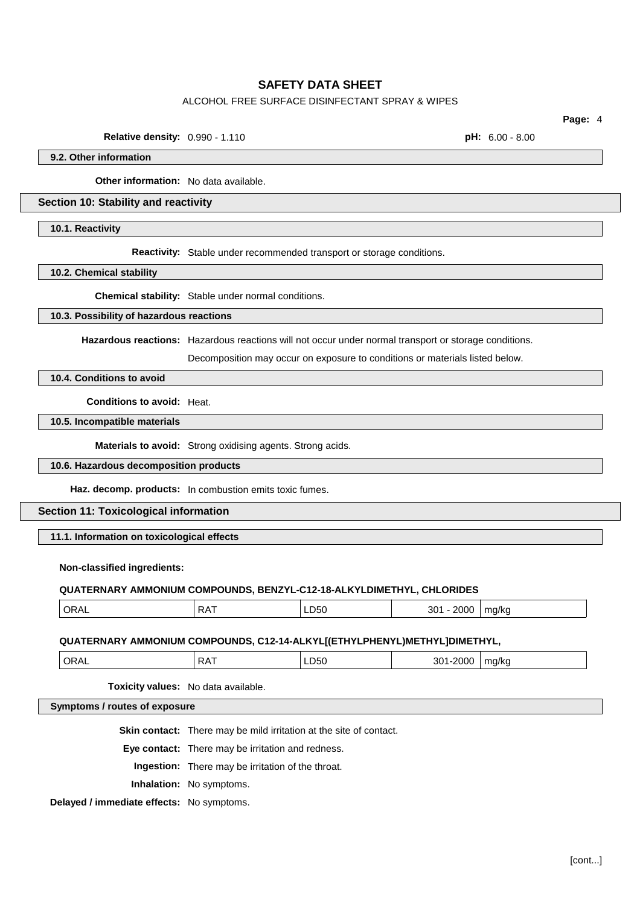**Relative density:** 0.990 - 1.110 **pH:** 6.00 - 8.00

### 9.2. Other information

**Other information:** No data available.

## Section 10: Stability and reactivity

### 10.1. Reactivity

**Reactivity:** Stable under recommended transport or storage conditions.

### 10.2. Chemical stability

**Chemical stability:** Stable under normal conditions.

### 10.3. Possibility of hazardous reactions

**Hazardous reactions:** Hazardous reactions will not occur under normal transport or storage conditions.

Decomposition may occur on exposure to conditions or materials listed below.

### 10.4. Conditions to avoid

**Conditions to avoid:** Heat.

### 10.5. Incompatible materials

**Materials to avoid:** Strong oxidising agents. Strong acids.

### 10.6. Hazardous decomposition products

**Haz. decomp. products:** In combustion emits toxic fumes.

## Section 11: Toxicological information

### 11.1. Information on toxicological effects

**Non-classified ingredients:**

**QUATERNARY AMMONIUM COMPOUNDS, BENZYL-C12-18-ALKYLDIMETHYL, CHLORIDES**

| | | | | |
|---|---|---|---|---|
| ORAL | RAT | LD50 | 301 - 2000 | mg/kg |

**QUATERNARY AMMONIUM COMPOUNDS, C12-14-ALKYL[(ETHYLPHENYL)METHYL]DIMETHYL,**

| | | | | |
|---|---|---|---|---|
| ORAL | RAT | LD50 | 301-2000 | mg/kg |

**Toxicity values:** No data available.

### Symptoms / routes of exposure

**Skin contact:** There may be mild irritation at the site of contact.

**Eye contact:** There may be irritation and redness.

**Ingestion:** There may be irritation of the throat.

**Inhalation:** No symptoms.

**Delayed / immediate effects:** No symptoms.

[cont...]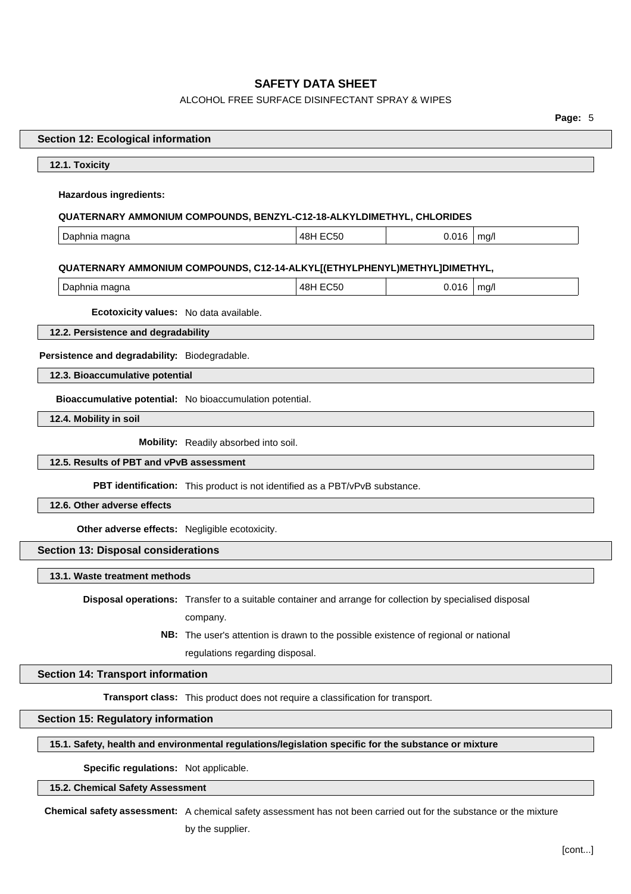## Section 12: Ecological information

### 12.1. Toxicity

**Hazardous ingredients:**

**QUATERNARY AMMONIUM COMPOUNDS, BENZYL-C12-18-ALKYLDIMETHYL, CHLORIDES**

| Daphnia magna | 48H EC50 | 0.016 | mg/l |
|---|---|---|---|

**QUATERNARY AMMONIUM COMPOUNDS, C12-14-ALKYL[(ETHYLPHENYL)METHYL]DIMETHYL,**

| Daphnia magna | 48H EC50 | 0.016 | mg/l |
|---|---|---|---|

**Ecotoxicity values:** No data available.

### 12.2. Persistence and degradability

**Persistence and degradability:** Biodegradable.

### 12.3. Bioaccumulative potential

**Bioaccumulative potential:** No bioaccumulation potential.

### 12.4. Mobility in soil

**Mobility:** Readily absorbed into soil.

### 12.5. Results of PBT and vPvB assessment

**PBT identification:** This product is not identified as a PBT/vPvB substance.

### 12.6. Other adverse effects

**Other adverse effects:** Negligible ecotoxicity.

## Section 13: Disposal considerations

### 13.1. Waste treatment methods

**Disposal operations:** Transfer to a suitable container and arrange for collection by specialised disposal company.

**NB:** The user's attention is drawn to the possible existence of regional or national regulations regarding disposal.

## Section 14: Transport information

**Transport class:** This product does not require a classification for transport.

## Section 15: Regulatory information

### 15.1. Safety, health and environmental regulations/legislation specific for the substance or mixture

**Specific regulations:** Not applicable.

### 15.2. Chemical Safety Assessment

**Chemical safety assessment:** A chemical safety assessment has not been carried out for the substance or the mixture by the supplier.

[cont...]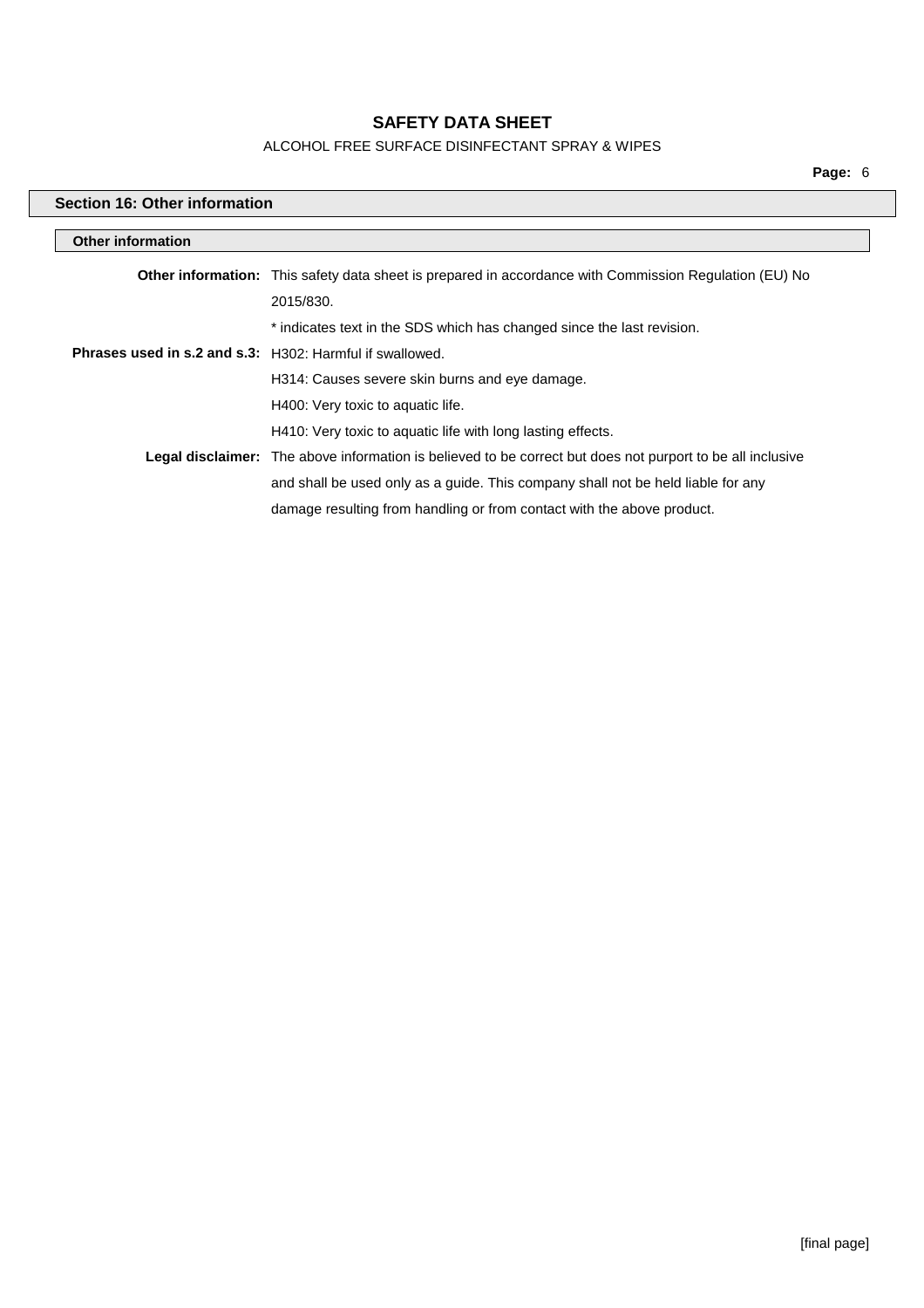# SAFETY DATA SHEET

ALCOHOL FREE SURFACE DISINFECTANT SPRAY & WIPES

## Section 16: Other information

### Other information

**Other information:** This safety data sheet is prepared in accordance with Commission Regulation (EU) No 2015/830.

* indicates text in the SDS which has changed since the last revision.

**Phrases used in s.2 and s.3:** H302: Harmful if swallowed.

H314: Causes severe skin burns and eye damage.

H400: Very toxic to aquatic life.

H410: Very toxic to aquatic life with long lasting effects.

**Legal disclaimer:** The above information is believed to be correct but does not purport to be all inclusive and shall be used only as a guide. This company shall not be held liable for any damage resulting from handling or from contact with the above product.

[final page]